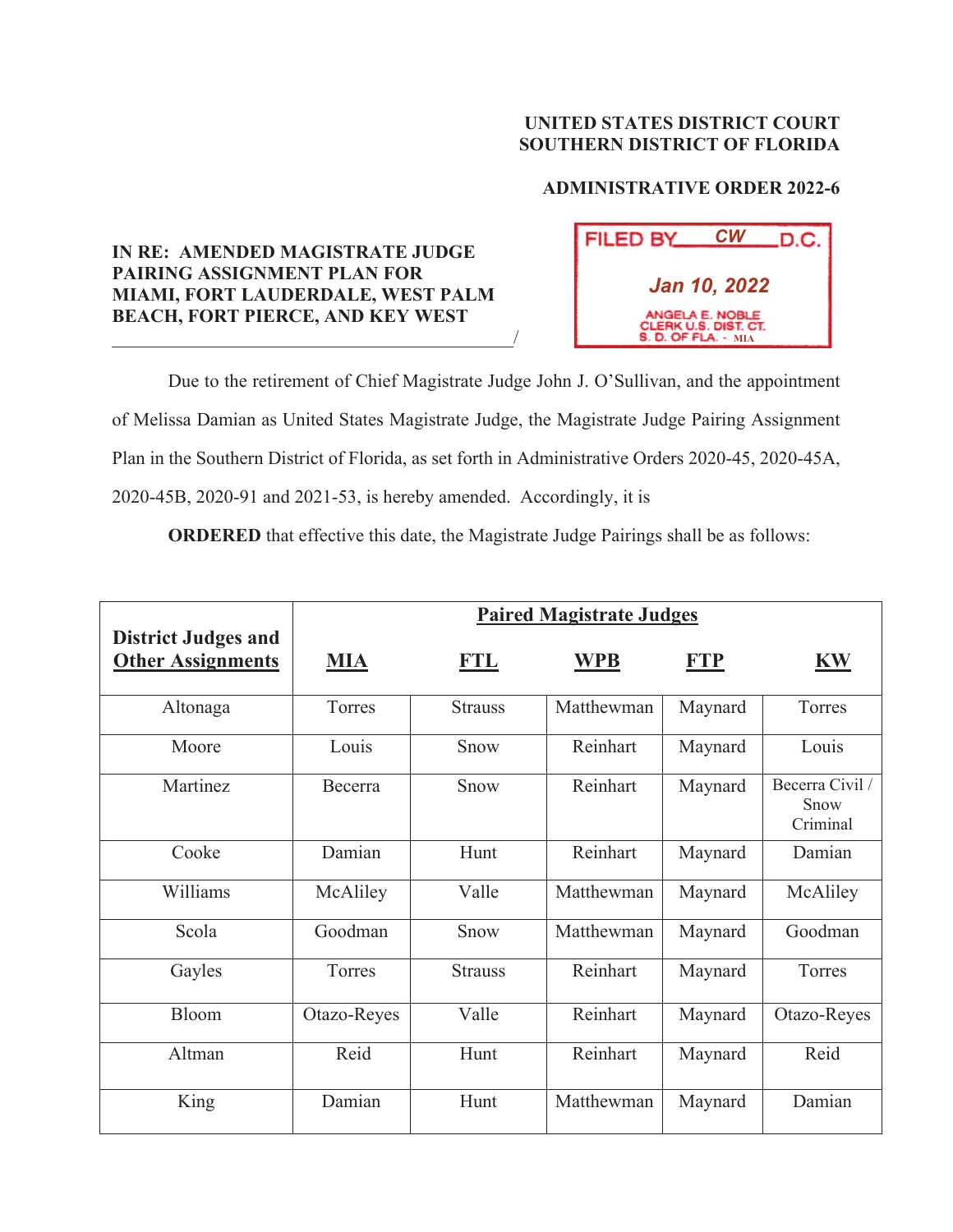UNITED STATES DISTRICT COURT
SOUTHERN DISTRICT OF FLORIDA

**ADMINISTRATIVE ORDER 2022-6**

**IN RE: AMENDED MAGISTRATE JUDGE PAIRING ASSIGNMENT PLAN FOR MIAMI, FORT LAUDERDALE, WEST PALM BEACH, FORT PIERCE, AND KEY WEST**
_____________________________________________/

FILED BY CW D.C.
Jan 10, 2022
ANGELA E. NOBLE
CLERK U.S. DIST. CT.
S. D. OF FLA. - MIA

Due to the retirement of Chief Magistrate Judge John J. O'Sullivan, and the appointment of Melissa Damian as United States Magistrate Judge, the Magistrate Judge Pairing Assignment Plan in the Southern District of Florida, as set forth in Administrative Orders 2020-45, 2020-45A, 2020-45B, 2020-91 and 2021-53, is hereby amended. Accordingly, it is

**ORDERED** that effective this date, the Magistrate Judge Pairings shall be as follows:

| District Judges and Other Assignments | Paired Magistrate Judges | | | | |
|---|---|---|---|---|---|
| | **MIA** | **FTL** | **WPB** | **FTP** | **KW** |
| Altonaga | Torres | Strauss | Matthewman | Maynard | Torres |
| Moore | Louis | Snow | Reinhart | Maynard | Louis |
| Martinez | Becerra | Snow | Reinhart | Maynard | Becerra Civil / Snow Criminal |
| Cooke | Damian | Hunt | Reinhart | Maynard | Damian |
| Williams | McAliley | Valle | Matthewman | Maynard | McAliley |
| Scola | Goodman | Snow | Matthewman | Maynard | Goodman |
| Gayles | Torres | Strauss | Reinhart | Maynard | Torres |
| Bloom | Otazo-Reyes | Valle | Reinhart | Maynard | Otazo-Reyes |
| Altman | Reid | Hunt | Reinhart | Maynard | Reid |
| King | Damian | Hunt | Matthewman | Maynard | Damian |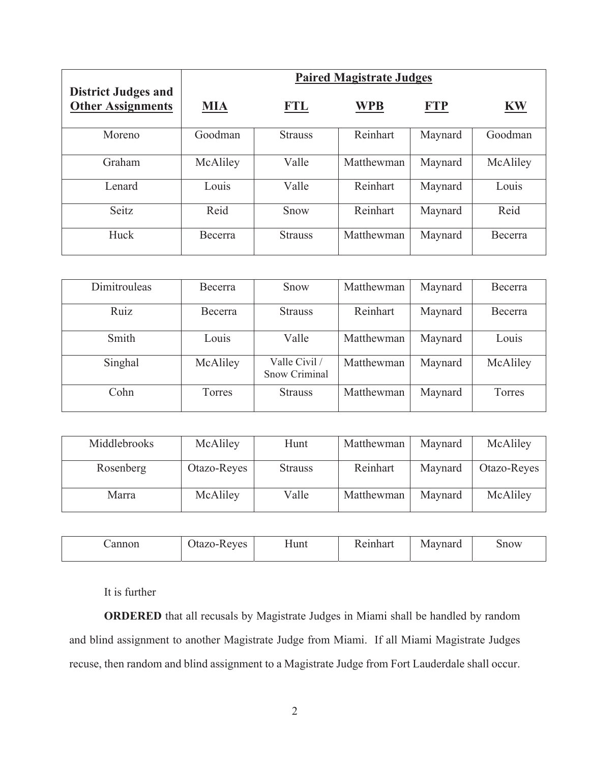| District Judges and Other Assignments | Paired Magistrate Judges | | | | |
|---|---|---|---|---|---|
| | **MIA** | **FTL** | **WPB** | **FTP** | **KW** |
| Moreno | Goodman | Strauss | Reinhart | Maynard | Goodman |
| Graham | McAliley | Valle | Matthewman | Maynard | McAliley |
| Lenard | Louis | Valle | Reinhart | Maynard | Louis |
| Seitz | Reid | Snow | Reinhart | Maynard | Reid |
| Huck | Becerra | Strauss | Matthewman | Maynard | Becerra |
| Dimitrouleas | Becerra | Snow | Matthewman | Maynard | Becerra |
| Ruiz | Becerra | Strauss | Reinhart | Maynard | Becerra |
| Smith | Louis | Valle | Matthewman | Maynard | Louis |
| Singhal | McAliley | Valle Civil / Snow Criminal | Matthewman | Maynard | McAliley |
| Cohn | Torres | Strauss | Matthewman | Maynard | Torres |
| Middlebrooks | McAliley | Hunt | Matthewman | Maynard | McAliley |
| Rosenberg | Otazo-Reyes | Strauss | Reinhart | Maynard | Otazo-Reyes |
| Marra | McAliley | Valle | Matthewman | Maynard | McAliley |
| Cannon | Otazo-Reyes | Hunt | Reinhart | Maynard | Snow |

It is further

**ORDERED** that all recusals by Magistrate Judges in Miami shall be handled by random and blind assignment to another Magistrate Judge from Miami. If all Miami Magistrate Judges recuse, then random and blind assignment to a Magistrate Judge from Fort Lauderdale shall occur.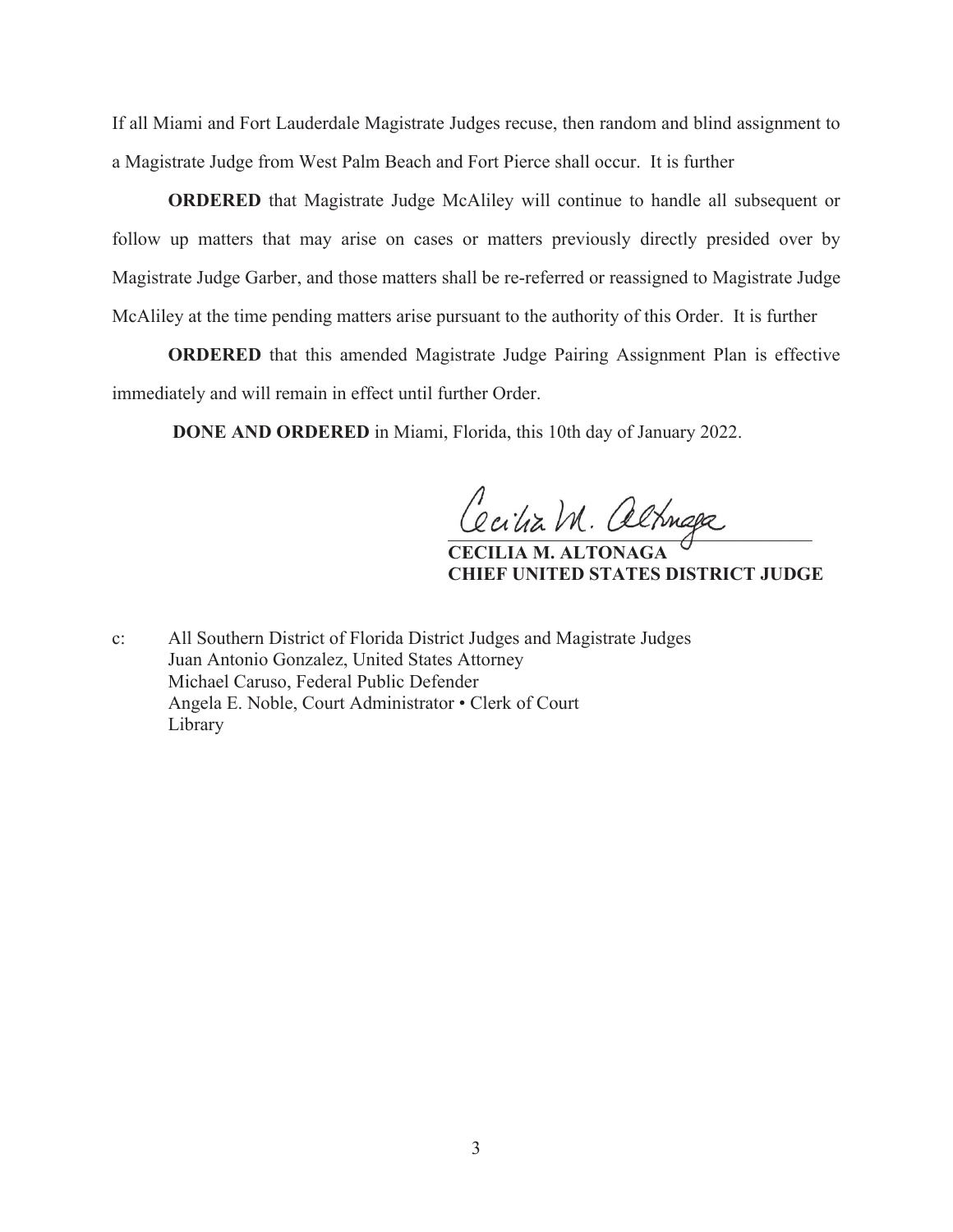If all Miami and Fort Lauderdale Magistrate Judges recuse, then random and blind assignment to a Magistrate Judge from West Palm Beach and Fort Pierce shall occur. It is further

**ORDERED** that Magistrate Judge McAliley will continue to handle all subsequent or follow up matters that may arise on cases or matters previously directly presided over by Magistrate Judge Garber, and those matters shall be re-referred or reassigned to Magistrate Judge McAliley at the time pending matters arise pursuant to the authority of this Order. It is further

**ORDERED** that this amended Magistrate Judge Pairing Assignment Plan is effective immediately and will remain in effect until further Order.

**DONE AND ORDERED** in Miami, Florida, this 10th day of January 2022.

**CECILIA M. ALTONAGA**
**CHIEF UNITED STATES DISTRICT JUDGE**

c: All Southern District of Florida District Judges and Magistrate Judges
Juan Antonio Gonzalez, United States Attorney
Michael Caruso, Federal Public Defender
Angela E. Noble, Court Administrator • Clerk of Court
Library